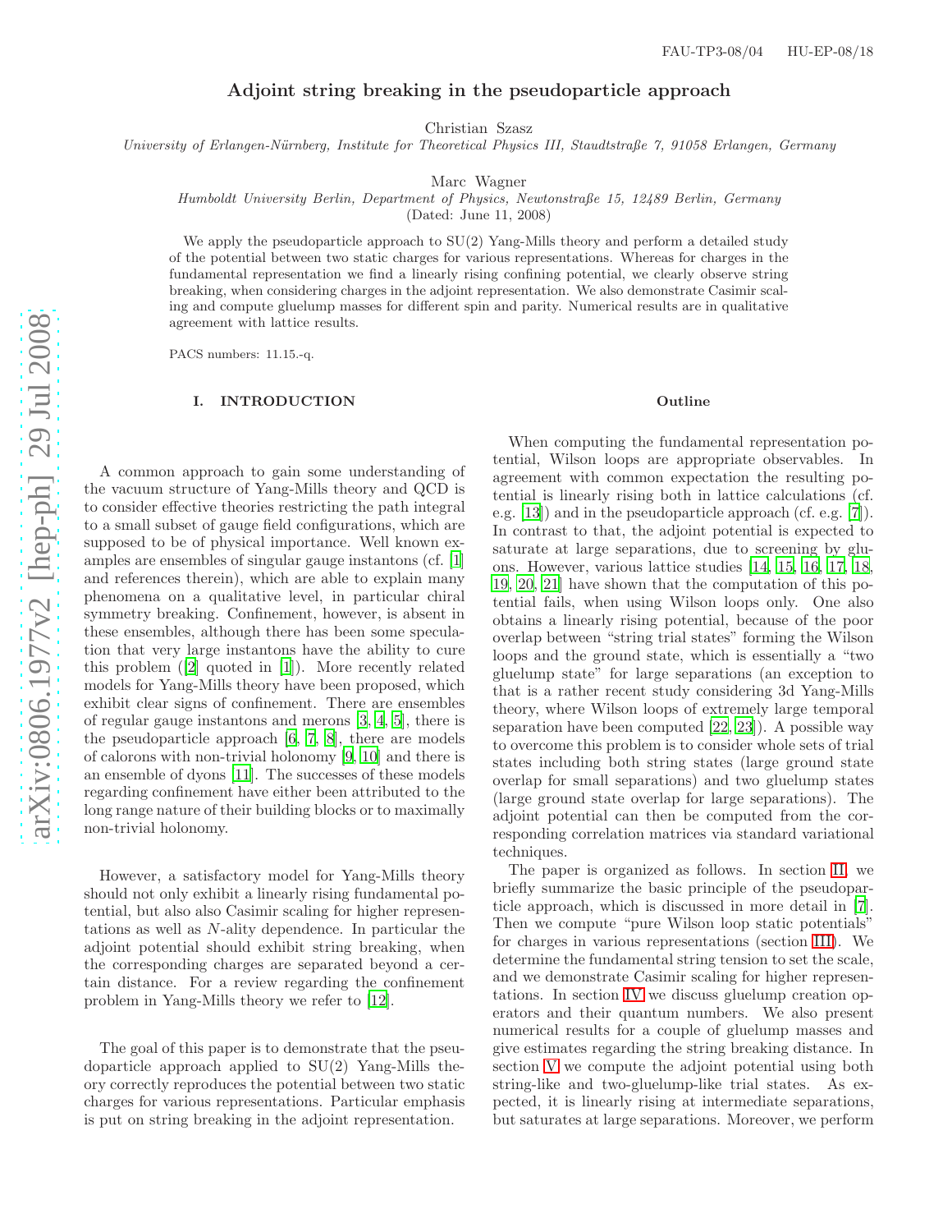FAU-TP3-08/04 HU-EP-08/18

# Adjoint string breaking in the pseudoparticle approach

Christian Szasz

*University of Erlangen-Nürnberg, Institute for Theoretical Physics III, Staudtstraße 7, 91058 Erlangen, Germany*

Marc Wagner

*Humboldt University Berlin, Department of Physics, Newtonstraße 15, 12489 Berlin, Germany*

(Dated: June 11, 2008)

We apply the pseudoparticle approach to SU(2) Yang-Mills theory and perform a detailed study of the potential between two static charges for various representations. Whereas for charges in the fundamental representation we find a linearly rising confining potential, we clearly observe string breaking, when considering charges in the adjoint representation. We also demonstrate Casimir scaling and compute gluelump masses for different spin and parity. Numerical results are in qualitative agreement with lattice results.

PACS numbers: 11.15.-q.

## I. INTRODUCTION

A common approach to gain some understanding of the vacuum structure of Yang-Mills theory and QCD is to consider effective theories restricting the path integral to a small subset of gauge field configurations, which are supposed to be of physical importance. Well known examples are ensembles of singular gauge instantons (cf. [1] and references therein), which are able to explain many phenomena on a qualitative level, in particular chiral symmetry breaking. Confinement, however, is absent in these ensembles, although there has been some speculation that very large instantons have the ability to cure this problem ([2] quoted in [1]). More recently related models for Yang-Mills theory have been proposed, which exhibit clear signs of confinement. There are ensembles of regular gauge instantons and merons [3, 4, 5], there is the pseudoparticle approach [6, 7, 8], there are models of calorons with non-trivial holonomy [9, 10] and there is an ensemble of dyons [11]. The successes of these models regarding confinement have either been attributed to the long range nature of their building blocks or to maximally non-trivial holonomy.

However, a satisfactory model for Yang-Mills theory should not only exhibit a linearly rising fundamental potential, but also also Casimir scaling for higher representations as well as $N$-ality dependence. In particular the adjoint potential should exhibit string breaking, when the corresponding charges are separated beyond a certain distance. For a review regarding the confinement problem in Yang-Mills theory we refer to [12].

The goal of this paper is to demonstrate that the pseudoparticle approach applied to SU(2) Yang-Mills theory correctly reproduces the potential between two static charges for various representations. Particular emphasis is put on string breaking in the adjoint representation.

### Outline

When computing the fundamental representation potential, Wilson loops are appropriate observables. In agreement with common expectation the resulting potential is linearly rising both in lattice calculations (cf. e.g. [13]) and in the pseudoparticle approach (cf. e.g. [7]). In contrast to that, the adjoint potential is expected to saturate at large separations, due to screening by gluons. However, various lattice studies [14, 15, 16, 17, 18, 19, 20, 21] have shown that the computation of this potential fails, when using Wilson loops only. One also obtains a linearly rising potential, because of the poor overlap between "string trial states" forming the Wilson loops and the ground state, which is essentially a "two gluelump state" for large separations (an exception to that is a rather recent study considering 3d Yang-Mills theory, where Wilson loops of extremely large temporal separation have been computed [22, 23]). A possible way to overcome this problem is to consider whole sets of trial states including both string states (large ground state overlap for small separations) and two gluelump states (large ground state overlap for large separations). The adjoint potential can then be computed from the corresponding correlation matrices via standard variational techniques.

The paper is organized as follows. In section II we briefly summarize the basic principle of the pseudoparticle approach, which is discussed in more detail in [7]. Then we compute "pure Wilson loop static potentials" for charges in various representations (section III). We determine the fundamental string tension to set the scale, and we demonstrate Casimir scaling for higher representations. In section IV we discuss gluelump creation operators and their quantum numbers. We also present numerical results for a couple of gluelump masses and give estimates regarding the string breaking distance. In section V we compute the adjoint potential using both string-like and two-gluelump-like trial states. As expected, it is linearly rising at intermediate separations, but saturates at large separations. Moreover, we perform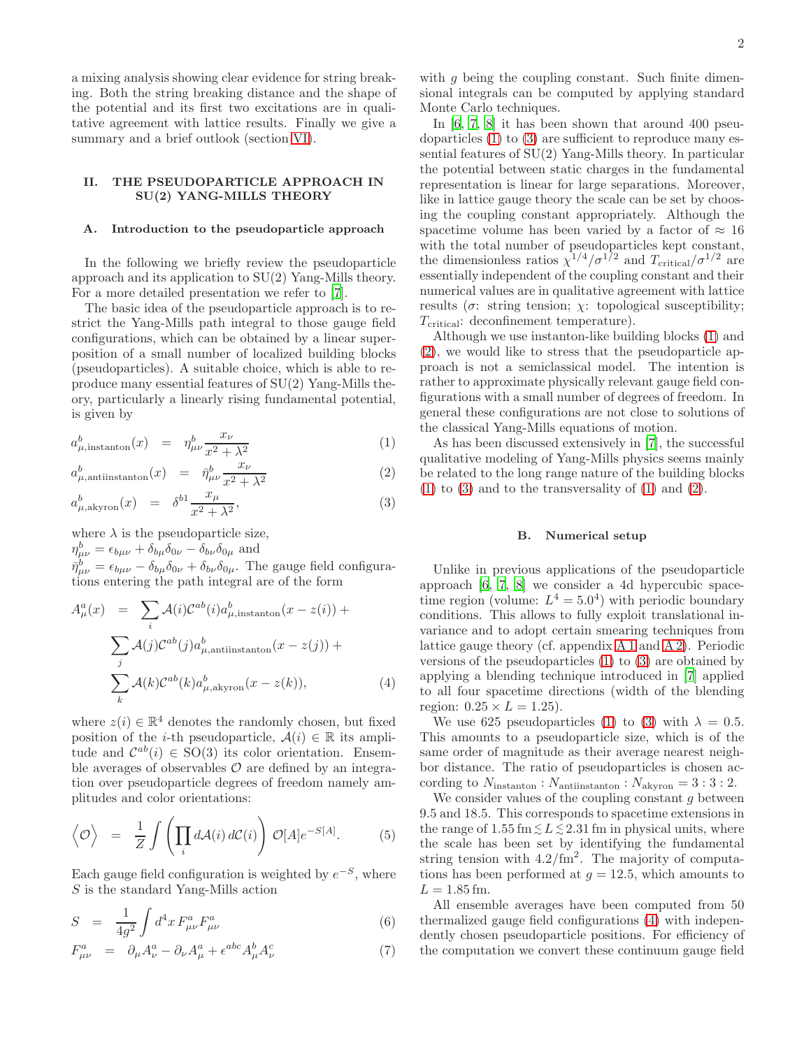a mixing analysis showing clear evidence for string breaking. Both the string breaking distance and the shape of the potential and its first two excitations are in qualitative agreement with lattice results. Finally we give a summary and a brief outlook (section VI).

## II. THE PSEUDOPARTICLE APPROACH IN SU(2) YANG-MILLS THEORY

### A. Introduction to the pseudoparticle approach

In the following we briefly review the pseudoparticle approach and its application to SU(2) Yang-Mills theory. For a more detailed presentation we refer to [7].

The basic idea of the pseudoparticle approach is to restrict the Yang-Mills path integral to those gauge field configurations, which can be obtained by a linear superposition of a small number of localized building blocks (pseudoparticles). A suitable choice, which is able to reproduce many essential features of SU(2) Yang-Mills theory, particularly a linearly rising fundamental potential, is given by

$$a^b_{\mu,\textrm{instanton}}(x) = \eta^b_{\mu\nu} \frac{x_\nu}{x^2 + \lambda^2} \qquad (1)$$

$$a^b_{\mu,\textrm{antiinstanton}}(x) = \bar{\eta}^b_{\mu\nu} \frac{x_\nu}{x^2 + \lambda^2} \qquad (2)$$

$$a^b_{\mu,\textrm{akyron}}(x) = \delta^{b1} \frac{x_\mu}{x^2 + \lambda^2}, \qquad (3)$$

where $\lambda$ is the pseudoparticle size,
$\eta^b_{\mu\nu} = \epsilon_{b\mu\nu} + \delta_{b\mu}\delta_{0\nu} - \delta_{b\nu}\delta_{0\mu}$ and
$\bar{\eta}^b_{\mu\nu} = \epsilon_{b\mu\nu} - \delta_{b\mu}\delta_{0\nu} + \delta_{b\nu}\delta_{0\mu}$. The gauge field configurations entering the path integral are of the form

$$\begin{aligned} A^a_\mu(x) = & \sum_i \mathcal{A}(i) \mathcal{C}^{ab}(i) a^b_{\mu,\textrm{instanton}}(x - z(i)) + \\ & \sum_j \mathcal{A}(j) \mathcal{C}^{ab}(j) a^b_{\mu,\textrm{antiinstanton}}(x - z(j)) + \\ & \sum_k \mathcal{A}(k) \mathcal{C}^{ab}(k) a^b_{\mu,\textrm{akyron}}(x - z(k)), \end{aligned} \qquad (4)$$

where $z(i) \in \mathbb{R}^4$ denotes the randomly chosen, but fixed position of the $i$-th pseudoparticle, $\mathcal{A}(i) \in \mathbb{R}$ its amplitude and $\mathcal{C}^{ab}(i) \in \textrm{SO}(3)$ its color orientation. Ensemble averages of observables $\mathcal{O}$ are defined by an integration over pseudoparticle degrees of freedom namely amplitudes and color orientations:

$$\Big\langle \mathcal{O} \Big\rangle = \frac{1}{Z} \int \left( \prod_i d\mathcal{A}(i)\, d\mathcal{C}(i) \right) \mathcal{O}[A] e^{-S[A]}. \qquad (5)$$

Each gauge field configuration is weighted by $e^{-S}$, where $S$ is the standard Yang-Mills action

$$S = \frac{1}{4g^2} \int d^4x\, F^a_{\mu\nu} F^a_{\mu\nu} \qquad (6)$$

$$F^a_{\mu\nu} = \partial_\mu A^a_\nu - \partial_\nu A^a_\mu + \epsilon^{abc} A^b_\mu A^c_\nu \qquad (7)$$

with $g$ being the coupling constant. Such finite dimensional integrals can be computed by applying standard Monte Carlo techniques.

In [6, 7, 8] it has been shown that around 400 pseudoparticles (1) to (3) are sufficient to reproduce many essential features of SU(2) Yang-Mills theory. In particular the potential between static charges in the fundamental representation is linear for large separations. Moreover, like in lattice gauge theory the scale can be set by choosing the coupling constant appropriately. Although the spacetime volume has been varied by a factor of $\approx 16$ with the total number of pseudoparticles kept constant, the dimensionless ratios $\chi^{1/4}/\sigma^{1/2}$ and $T_\textrm{critical}/\sigma^{1/2}$ are essentially independent of the coupling constant and their numerical values are in qualitative agreement with lattice results ($\sigma$: string tension; $\chi$: topological susceptibility; $T_\textrm{critical}$: deconfinement temperature).

Although we use instanton-like building blocks (1) and (2), we would like to stress that the pseudoparticle approach is not a semiclassical model. The intention is rather to approximate physically relevant gauge field configurations with a small number of degrees of freedom. In general these configurations are not close to solutions of the classical Yang-Mills equations of motion.

As has been discussed extensively in [7], the successful qualitative modeling of Yang-Mills physics seems mainly be related to the long range nature of the building blocks (1) to (3) and to the transversality of (1) and (2).

### B. Numerical setup

Unlike in previous applications of the pseudoparticle approach [6, 7, 8] we consider a 4d hypercubic spacetime region (volume: $L^4 = 5.0^4$) with periodic boundary conditions. This allows to fully exploit translational invariance and to adopt certain smearing techniques from lattice gauge theory (cf. appendix A 1 and A 2). Periodic versions of the pseudoparticles (1) to (3) are obtained by applying a blending technique introduced in [7] applied to all four spacetime directions (width of the blending region: $0.25 \times L = 1.25$).

We use 625 pseudoparticles (1) to (3) with $\lambda = 0.5$. This amounts to a pseudoparticle size, which is of the same order of magnitude as their average nearest neighbor distance. The ratio of pseudoparticles is chosen according to $N_\textrm{instanton} : N_\textrm{antiinstanton} : N_\textrm{akyron} = 3 : 3 : 2$.

We consider values of the coupling constant $g$ between 9.5 and 18.5. This corresponds to spacetime extensions in the range of $1.55\,\textrm{fm} \lesssim L \lesssim 2.31\,\textrm{fm}$ in physical units, where the scale has been set by identifying the fundamental string tension with $4.2/\textrm{fm}^2$. The majority of computations has been performed at $g = 12.5$, which amounts to $L = 1.85\,\textrm{fm}$.

All ensemble averages have been computed from 50 thermalized gauge field configurations (4) with independently chosen pseudoparticle positions. For efficiency of the computation we convert these continuum gauge field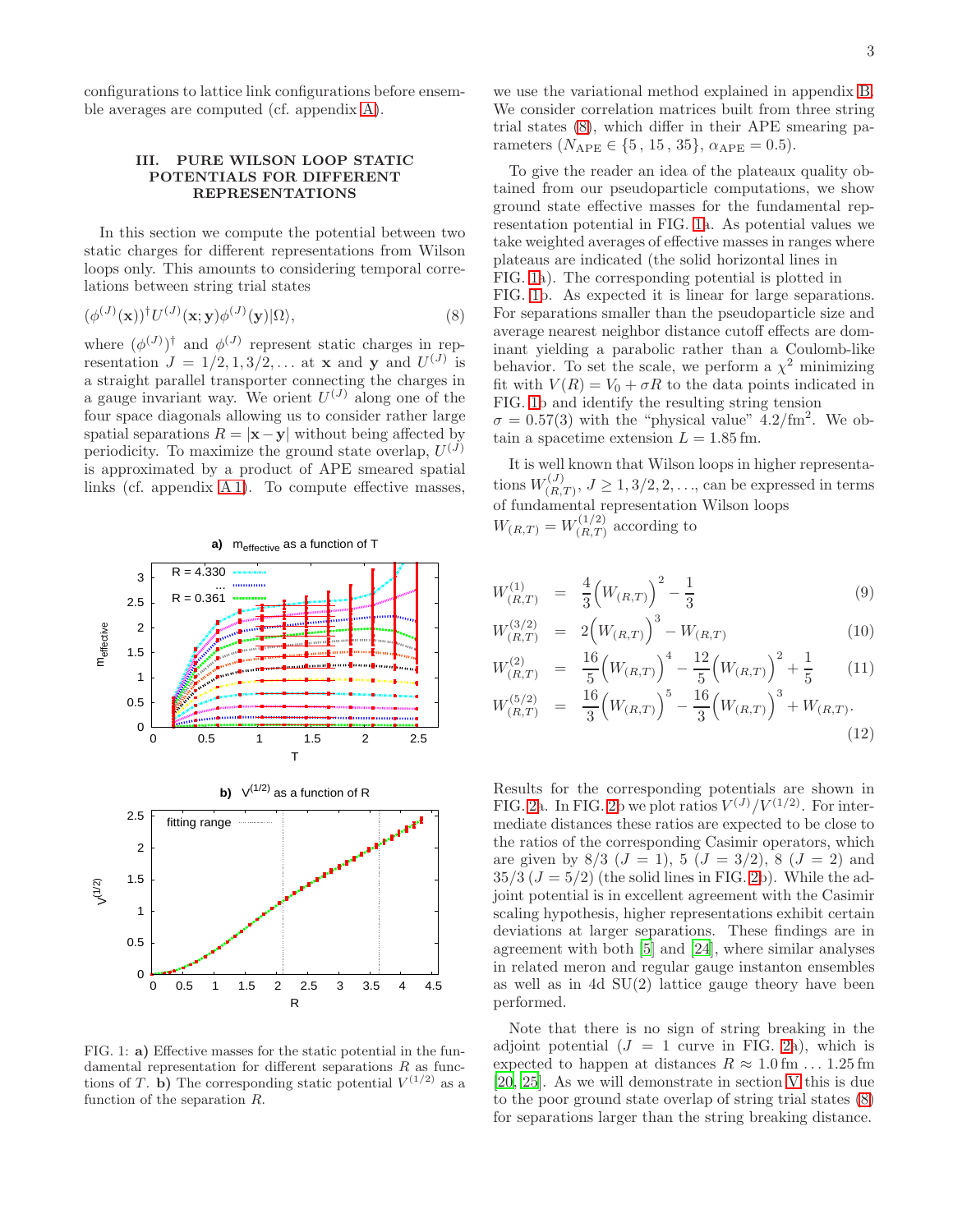configurations to lattice link configurations before ensemble averages are computed (cf. appendix A).

## III. PURE WILSON LOOP STATIC POTENTIALS FOR DIFFERENT REPRESENTATIONS

In this section we compute the potential between two static charges for different representations from Wilson loops only. This amounts to considering temporal correlations between string trial states

$$(\phi^{(J)}(\mathbf{x}))^\dagger U^{(J)}(\mathbf{x};\mathbf{y})\phi^{(J)}(\mathbf{y})|\Omega\rangle, \tag{8}$$

where $(\phi^{(J)})^\dagger$ and $\phi^{(J)}$ represent static charges in representation $J = 1/2, 1, 3/2, \ldots$ at $\mathbf{x}$ and $\mathbf{y}$ and $U^{(J)}$ is a straight parallel transporter connecting the charges in a gauge invariant way. We orient $U^{(J)}$ along one of the four space diagonals allowing us to consider rather large spatial separations $R = |\mathbf{x} - \mathbf{y}|$ without being affected by periodicity. To maximize the ground state overlap, $U^{(J)}$ is approximated by a product of APE smeared spatial links (cf. appendix A 1). To compute effective masses, we use the variational method explained in appendix B. We consider correlation matrices built from three string trial states (8), which differ in their APE smearing parameters ($N_{\textrm{APE}} \in \{5\,,\,15\,,\,35\}$, $\alpha_{\textrm{APE}} = 0.5$).

To give the reader an idea of the plateaux quality obtained from our pseudoparticle computations, we show ground state effective masses for the fundamental representation potential in FIG. 1a. As potential values we take weighted averages of effective masses in ranges where plateaus are indicated (the solid horizontal lines in FIG. 1a). The corresponding potential is plotted in FIG. 1b. As expected it is linear for large separations. For separations smaller than the pseudoparticle size and average nearest neighbor distance cutoff effects are dominant yielding a parabolic rather than a Coulomb-like behavior. To set the scale, we perform a $\chi^2$ minimizing fit with $V(R) = V_0 + \sigma R$ to the data points indicated in FIG. 1b and identify the resulting string tension $\sigma = 0.57(3)$ with the "physical value" $4.2/\textrm{fm}^2$. We obtain a spacetime extension $L = 1.85\,\textrm{fm}$.

FIG. 1: **a)** Effective masses for the static potential in the fundamental representation for different separations $R$ as functions of $T$. **b)** The corresponding static potential $V^{(1/2)}$ as a function of the separation $R$.

It is well known that Wilson loops in higher representations $W^{(J)}_{(R,T)}$, $J \geq 1, 3/2, 2, \ldots$, can be expressed in terms of fundamental representation Wilson loops $W_{(R,T)} = W^{(1/2)}_{(R,T)}$ according to

$$W^{(1)}_{(R,T)} = \frac{4}{3}\Big(W_{(R,T)}\Big)^2 - \frac{1}{3} \tag{9}$$

$$W^{(3/2)}_{(R,T)} = 2\Big(W_{(R,T)}\Big)^3 - W_{(R,T)} \tag{10}$$

$$W^{(2)}_{(R,T)} = \frac{16}{5}\Big(W_{(R,T)}\Big)^4 - \frac{12}{5}\Big(W_{(R,T)}\Big)^2 + \frac{1}{5} \tag{11}$$

$$W^{(5/2)}_{(R,T)} = \frac{16}{3}\Big(W_{(R,T)}\Big)^5 - \frac{16}{3}\Big(W_{(R,T)}\Big)^3 + W_{(R,T)}. \tag{12}$$

Results for the corresponding potentials are shown in FIG. 2a. In FIG. 2b we plot ratios $V^{(J)}/V^{(1/2)}$. For intermediate distances these ratios are expected to be close to the ratios of the corresponding Casimir operators, which are given by $8/3$ ($J = 1$), $5$ ($J = 3/2$), $8$ ($J = 2$) and $35/3$ ($J = 5/2$) (the solid lines in FIG. 2b). While the adjoint potential is in excellent agreement with the Casimir scaling hypothesis, higher representations exhibit certain deviations at larger separations. These findings are in agreement with both [5] and [24], where similar analyses in related meron and regular gauge instanton ensembles as well as in 4d SU(2) lattice gauge theory have been performed.

Note that there is no sign of string breaking in the adjoint potential ($J = 1$ curve in FIG. 2a), which is expected to happen at distances $R \approx 1.0\,\textrm{fm} \ldots 1.25\,\textrm{fm}$ [20, 25]. As we will demonstrate in section V this is due to the poor ground state overlap of string trial states (8) for separations larger than the string breaking distance.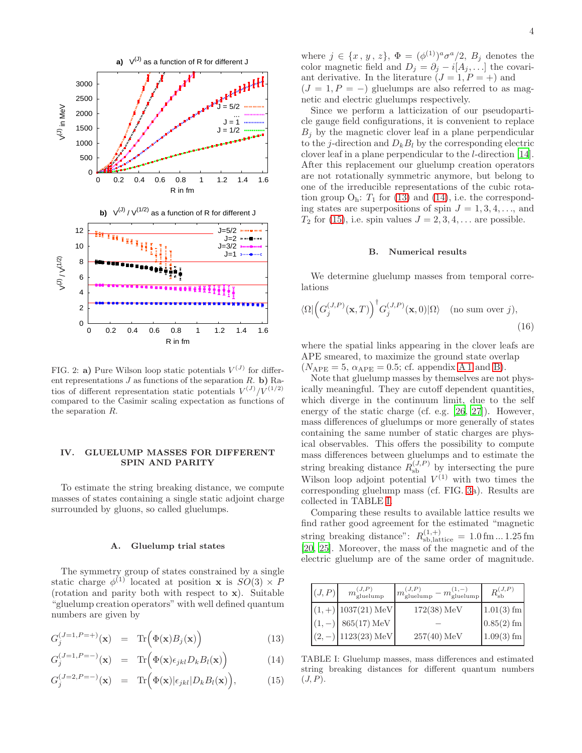FIG. 2: **a)** Pure Wilson loop static potentials $V^{(J)}$ for different representations $J$ as functions of the separation $R$. **b)** Ratios of different representation static potentials $V^{(J)}/V^{(1/2)}$ compared to the Casimir scaling expectation as functions of the separation $R$.

## IV. GLUELUMP MASSES FOR DIFFERENT SPIN AND PARITY

To estimate the string breaking distance, we compute masses of states containing a single static adjoint charge surrounded by gluons, so called gluelumps.

### A. Gluelump trial states

The symmetry group of states constrained by a single static charge $\phi^{(1)}$ located at position $\mathbf{x}$ is $SO(3) \times P$ (rotation and parity both with respect to $\mathbf{x}$). Suitable "gluelump creation operators" with well defined quantum numbers are given by

$$G_j^{(J=1,P=+)}(\mathbf{x}) = \mathrm{Tr}\Big(\Phi(\mathbf{x}) B_j(\mathbf{x})\Big) \quad (13)$$

$$G_j^{(J=1,P=-)}(\mathbf{x}) = \mathrm{Tr}\Big(\Phi(\mathbf{x}) \epsilon_{jkl} D_k B_l(\mathbf{x})\Big) \quad (14)$$

$$G_j^{(J=2,P=-)}(\mathbf{x}) = \mathrm{Tr}\Big(\Phi(\mathbf{x}) |\epsilon_{jkl}| D_k B_l(\mathbf{x})\Big), \quad (15)$$

where $j \in \{x, y, z\}$, $\Phi = (\phi^{(1)})^a \sigma^a/2$, $B_j$ denotes the color magnetic field and $D_j = \partial_j - i[A_j, \ldots]$ the covariant derivative. In the literature $(J = 1, P = +)$ and $(J = 1, P = -)$ gluelumps are also referred to as magnetic and electric gluelumps respectively.

Since we perform a latticization of our pseudoparticle gauge field configurations, it is convenient to replace $B_j$ by the magnetic clover leaf in a plane perpendicular to the $j$-direction and $D_k B_l$ by the corresponding electric clover leaf in a plane perpendicular to the $l$-direction [14]. After this replacement our gluelump creation operators are not rotationally symmetric anymore, but belong to one of the irreducible representations of the cubic rotation group $\mathrm{O_h}$: $T_1$ for (13) and (14), i.e. the corresponding states are superpositions of spin $J = 1, 3, 4, \ldots$, and $T_2$ for (15), i.e. spin values $J = 2, 3, 4, \ldots$ are possible.

### B. Numerical results

We determine gluelump masses from temporal correlations

$$\langle\Omega|\Big(G_j^{(J,P)}(\mathbf{x}, T)\Big)^\dagger G_j^{(J,P)}(\mathbf{x}, 0)|\Omega\rangle \quad \text{(no sum over } j\text{)}, \quad (16)$$

where the spatial links appearing in the clover leafs are APE smeared, to maximize the ground state overlap ($N_{\mathrm{APE}} = 5$, $\alpha_{\mathrm{APE}} = 0.5$; cf. appendix A 1 and B).

Note that gluelump masses by themselves are not physically meaningful. They are cutoff dependent quantities, which diverge in the continuum limit, due to the self energy of the static charge (cf. e.g. [26, 27]). However, mass differences of gluelumps or more generally of states containing the same number of static charges are physical observables. This offers the possibility to compute mass differences between gluelumps and to estimate the string breaking distance $R_{\mathrm{sb}}^{(J,P)}$ by intersecting the pure Wilson loop adjoint potential $V^{(1)}$ with two times the corresponding gluelump mass (cf. FIG. 3a). Results are collected in TABLE I.

Comparing these results to available lattice results we find rather good agreement for the estimated "magnetic string breaking distance": $R_{\mathrm{sb,lattice}}^{(1,+)} = 1.0\,\mathrm{fm} \ldots 1.25\,\mathrm{fm}$ [20, 25]. Moreover, the mass of the magnetic and of the electric gluelump are of the same order of magnitude.

| $(J, P)$ | $m_{\mathrm{gluelump}}^{(J,P)}$ | $m_{\mathrm{gluelump}}^{(J,P)} - m_{\mathrm{gluelump}}^{(1,-)}$ | $R_{\mathrm{sb}}^{(J,P)}$ |
|---|---|---|---|
| $(1,+)$ | 1037(21) MeV | 172(38) MeV | 1.01(3) fm |
| $(1,-)$ | 865(17) MeV | – | 0.85(2) fm |
| $(2,-)$ | 1123(23) MeV | 257(40) MeV | 1.09(3) fm |

TABLE I: Gluelump masses, mass differences and estimated string breaking distances for different quantum numbers $(J, P)$.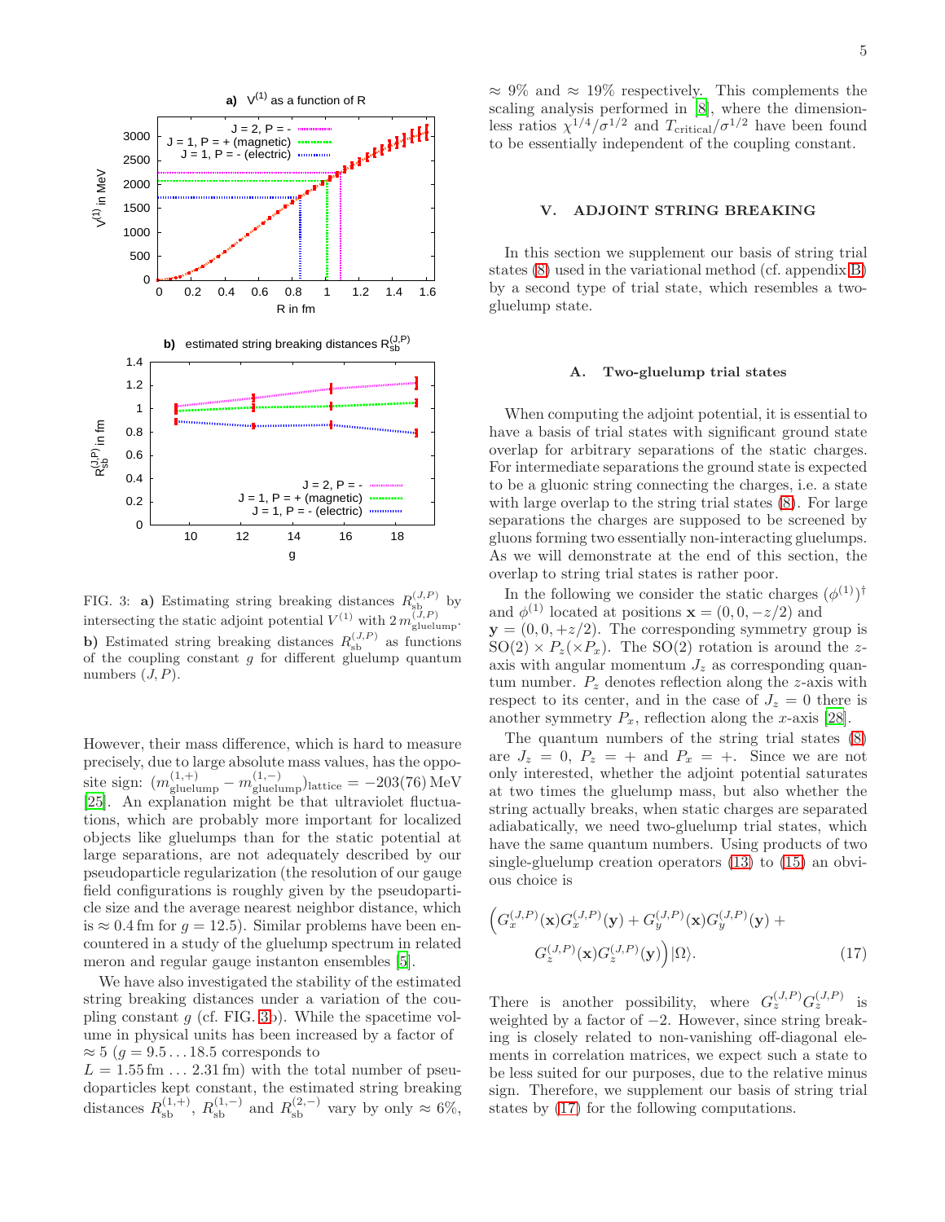FIG. 3: **a)** Estimating string breaking distances $R_{\rm sb}^{(J,P)}$ by intersecting the static adjoint potential $V^{(1)}$ with $2\,m_{\rm gluelump}^{(J,P)}$. **b)** Estimated string breaking distances $R_{\rm sb}^{(J,P)}$ as functions of the coupling constant $g$ for different gluelump quantum numbers $(J,P)$.

However, their mass difference, which is hard to measure precisely, due to large absolute mass values, has the opposite sign: $(m_{\rm gluelump}^{(1,+)} - m_{\rm gluelump}^{(1,-)})_{\rm lattice} = -203(76)\,{\rm MeV}$ [25]. An explanation might be that ultraviolet fluctuations, which are probably more important for localized objects like gluelumps than for the static potential at large separations, are not adequately described by our pseudoparticle regularization (the resolution of our gauge field configurations is roughly given by the pseudoparticle size and the average nearest neighbor distance, which is $\approx 0.4\,{\rm fm}$ for $g = 12.5$). Similar problems have been encountered in a study of the gluelump spectrum in related meron and regular gauge instanton ensembles [5].

We have also investigated the stability of the estimated string breaking distances under a variation of the coupling constant $g$ (cf. FIG. 3b). While the spacetime volume in physical units has been increased by a factor of $\approx 5$ ($g = 9.5 \ldots 18.5$ corresponds to $L = 1.55\,{\rm fm} \ldots 2.31\,{\rm fm}$) with the total number of pseudoparticles kept constant, the estimated string breaking distances $R_{\rm sb}^{(1,+)}$, $R_{\rm sb}^{(1,-)}$ and $R_{\rm sb}^{(2,-)}$ vary by only $\approx 6\%$, $\approx 9\%$ and $\approx 19\%$ respectively. This complements the scaling analysis performed in [8], where the dimensionless ratios $\chi^{1/4}/\sigma^{1/2}$ and $T_{\rm critical}/\sigma^{1/2}$ have been found to be essentially independent of the coupling constant.

## V. ADJOINT STRING BREAKING

In this section we supplement our basis of string trial states (8) used in the variational method (cf. appendix B) by a second type of trial state, which resembles a two-gluelump state.

### A. Two-gluelump trial states

When computing the adjoint potential, it is essential to have a basis of trial states with significant ground state overlap for arbitrary separations of the static charges. For intermediate separations the ground state is expected to be a gluonic string connecting the charges, i.e. a state with large overlap to the string trial states (8). For large separations the charges are supposed to be screened by gluons forming two essentially non-interacting gluelumps. As we will demonstrate at the end of this section, the overlap to string trial states is rather poor.

In the following we consider the static charges $(\phi^{(1)})^\dagger$ and $\phi^{(1)}$ located at positions $\mathbf{x} = (0,0,-z/2)$ and $\mathbf{y} = (0,0,+z/2)$. The corresponding symmetry group is $SO(2) \times P_z (\times P_x)$. The $SO(2)$ rotation is around the $z$-axis with angular momentum $J_z$ as corresponding quantum number. $P_z$ denotes reflection along the $z$-axis with respect to its center, and in the case of $J_z = 0$ there is another symmetry $P_x$, reflection along the $x$-axis [28].

The quantum numbers of the string trial states (8) are $J_z = 0$, $P_z = +$ and $P_x = +$. Since we are not only interested, whether the adjoint potential saturates at two times the gluelump mass, but also whether the string actually breaks, when static charges are separated adiabatically, we need two-gluelump trial states, which have the same quantum numbers. Using products of two single-gluelump creation operators (13) to (15) an obvious choice is

$$\Big(G_x^{(J,P)}(\mathbf{x}) G_x^{(J,P)}(\mathbf{y}) + G_y^{(J,P)}(\mathbf{x}) G_y^{(J,P)}(\mathbf{y}) + G_z^{(J,P)}(\mathbf{x}) G_z^{(J,P)}(\mathbf{y})\Big) |\Omega\rangle. \tag{17}$$

There is another possibility, where $G_z^{(J,P)} G_z^{(J,P)}$ is weighted by a factor of $-2$. However, since string breaking is closely related to non-vanishing off-diagonal elements in correlation matrices, we expect such a state to be less suited for our purposes, due to the relative minus sign. Therefore, we supplement our basis of string trial states by (17) for the following computations.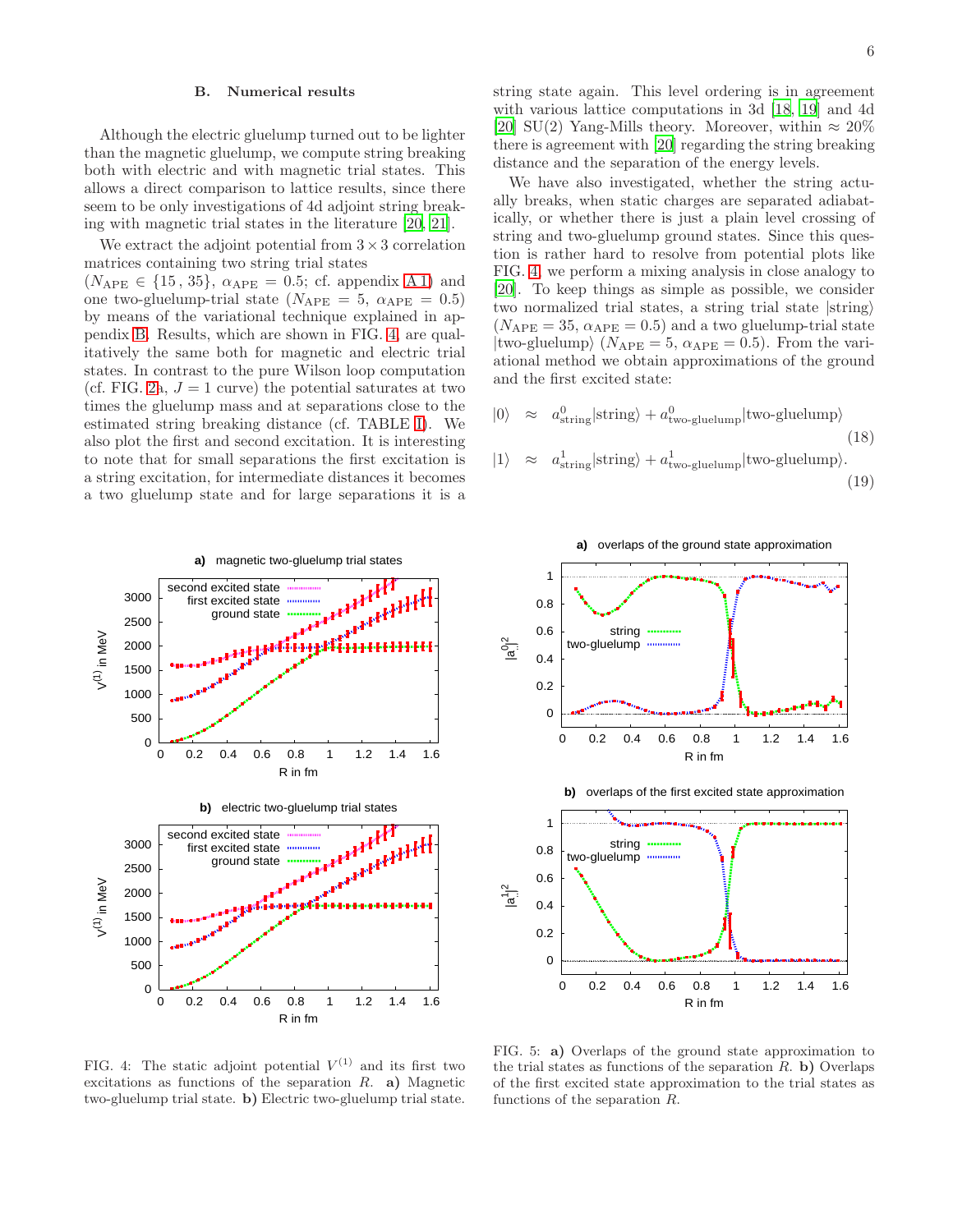### B. Numerical results

Although the electric gluelump turned out to be lighter than the magnetic gluelump, we compute string breaking both with electric and with magnetic trial states. This allows a direct comparison to lattice results, since there seem to be only investigations of 4d adjoint string breaking with magnetic trial states in the literature [20, 21].

We extract the adjoint potential from $3 \times 3$ correlation matrices containing two string trial states ($N_{\textrm{APE}} \in \{15\,,35\}$, $\alpha_{\textrm{APE}} = 0.5$; cf. appendix A 1) and one two-gluelump-trial state ($N_{\textrm{APE}} = 5$, $\alpha_{\textrm{APE}} = 0.5$) by means of the variational technique explained in appendix B. Results, which are shown in FIG. 4, are qualitatively the same both for magnetic and electric trial states. In contrast to the pure Wilson loop computation (cf. FIG. 2a, $J = 1$ curve) the potential saturates at two times the gluelump mass and at separations close to the estimated string breaking distance (cf. TABLE I). We also plot the first and second excitation. It is interesting to note that for small separations the first excitation is a string excitation, for intermediate distances it becomes a two gluelump state and for large separations it is a string state again. This level ordering is in agreement with various lattice computations in 3d [18, 19] and 4d [20] SU(2) Yang-Mills theory. Moreover, within $\approx 20\%$ there is agreement with [20] regarding the string breaking distance and the separation of the energy levels.

We have also investigated, whether the string actually breaks, when static charges are separated adiabatically, or whether there is just a plain level crossing of string and two-gluelump ground states. Since this question is rather hard to resolve from potential plots like FIG. 4, we perform a mixing analysis in close analogy to [20]. To keep things as simple as possible, we consider two normalized trial states, a string trial state $|\textrm{string}\rangle$ ($N_{\textrm{APE}} = 35$, $\alpha_{\textrm{APE}} = 0.5$) and a two gluelump-trial state $|\textrm{two-gluelump}\rangle$ ($N_{\textrm{APE}} = 5$, $\alpha_{\textrm{APE}} = 0.5$). From the variational method we obtain approximations of the ground and the first excited state:

$$|0\rangle \approx a^0_{\textrm{string}}|\textrm{string}\rangle + a^0_{\textrm{two-gluelump}}|\textrm{two-gluelump}\rangle \tag{18}$$

$$|1\rangle \approx a^1_{\textrm{string}}|\textrm{string}\rangle + a^1_{\textrm{two-gluelump}}|\textrm{two-gluelump}\rangle. \tag{19}$$

FIG. 4: The static adjoint potential $V^{(1)}$ and its first two excitations as functions of the separation $R$. **a)** Magnetic two-gluelump trial state. **b)** Electric two-gluelump trial state.

FIG. 5: **a)** Overlaps of the ground state approximation to the trial states as functions of the separation $R$. **b)** Overlaps of the first excited state approximation to the trial states as functions of the separation $R$.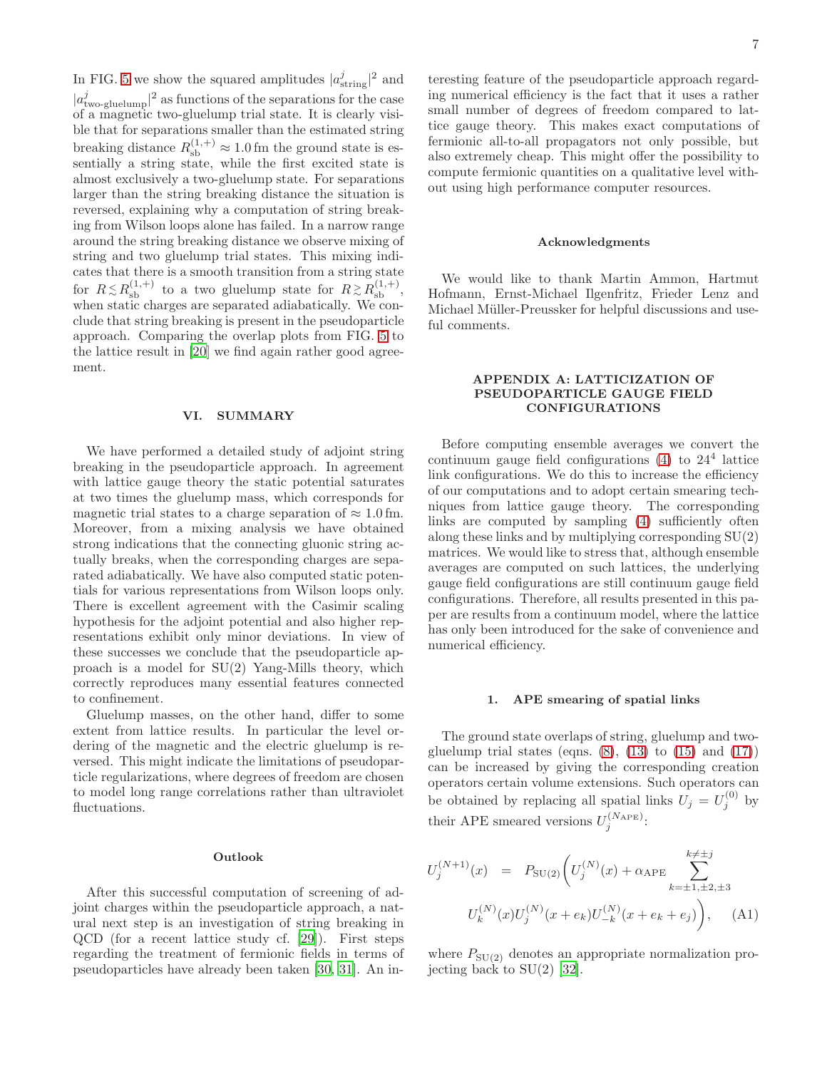In FIG. 5 we show the squared amplitudes $|a^j_{\text{string}}|^2$ and $|a^j_{\text{two-gluelump}}|^2$ as functions of the separations for the case of a magnetic two-gluelump trial state. It is clearly visible that for separations smaller than the estimated string breaking distance $R^{(1,+)}_{\text{sb}} \approx 1.0\,\text{fm}$ the ground state is essentially a string state, while the first excited state is almost exclusively a two-gluelump state. For separations larger than the string breaking distance the situation is reversed, explaining why a computation of string breaking from Wilson loops alone has failed. In a narrow range around the string breaking distance we observe mixing of string and two gluelump trial states. This mixing indicates that there is a smooth transition from a string state for $R \lesssim R^{(1,+)}_{\text{sb}}$ to a two gluelump state for $R \gtrsim R^{(1,+)}_{\text{sb}}$, when static charges are separated adiabatically. We conclude that string breaking is present in the pseudoparticle approach. Comparing the overlap plots from FIG. 5 to the lattice result in [20] we find again rather good agreement.

## VI. SUMMARY

We have performed a detailed study of adjoint string breaking in the pseudoparticle approach. In agreement with lattice gauge theory the static potential saturates at two times the gluelump mass, which corresponds for magnetic trial states to a charge separation of $\approx 1.0\,\text{fm}$. Moreover, from a mixing analysis we have obtained strong indications that the connecting gluonic string actually breaks, when the corresponding charges are separated adiabatically. We have also computed static potentials for various representations from Wilson loops only. There is excellent agreement with the Casimir scaling hypothesis for the adjoint potential and also higher representations exhibit only minor deviations. In view of these successes we conclude that the pseudoparticle approach is a model for SU(2) Yang-Mills theory, which correctly reproduces many essential features connected to confinement.

Gluelump masses, on the other hand, differ to some extent from lattice results. In particular the level ordering of the magnetic and the electric gluelump is reversed. This might indicate the limitations of pseudoparticle regularizations, where degrees of freedom are chosen to model long range correlations rather than ultraviolet fluctuations.

### Outlook

After this successful computation of screening of adjoint charges within the pseudoparticle approach, a natural next step is an investigation of string breaking in QCD (for a recent lattice study cf. [29]). First steps regarding the treatment of fermionic fields in terms of pseudoparticles have already been taken [30, 31]. An interesting feature of the pseudoparticle approach regarding numerical efficiency is the fact that it uses a rather small number of degrees of freedom compared to lattice gauge theory. This makes exact computations of fermionic all-to-all propagators not only possible, but also extremely cheap. This might offer the possibility to compute fermionic quantities on a qualitative level without using high performance computer resources.

### Acknowledgments

We would like to thank Martin Ammon, Hartmut Hofmann, Ernst-Michael Ilgenfritz, Frieder Lenz and Michael Müller-Preussker for helpful discussions and useful comments.

## APPENDIX A: LATTICIZATION OF PSEUDOPARTICLE GAUGE FIELD CONFIGURATIONS

Before computing ensemble averages we convert the continuum gauge field configurations (4) to $24^4$ lattice link configurations. We do this to increase the efficiency of our computations and to adopt certain smearing techniques from lattice gauge theory. The corresponding links are computed by sampling (4) sufficiently often along these links and by multiplying corresponding SU(2) matrices. We would like to stress that, although ensemble averages are computed on such lattices, the underlying gauge field configurations are still continuum gauge field configurations. Therefore, all results presented in this paper are results from a continuum model, where the lattice has only been introduced for the sake of convenience and numerical efficiency.

### 1. APE smearing of spatial links

The ground state overlaps of string, gluelump and two-gluelump trial states (eqns. (8), (13) to (15) and (17)) can be increased by giving the corresponding creation operators certain volume extensions. Such operators can be obtained by replacing all spatial links $U_j = U_j^{(0)}$ by their APE smeared versions $U_j^{(N_{\text{APE}})}$:

$$U_j^{(N+1)}(x) \quad = \quad P_{\text{SU}(2)}\bigg(U_j^{(N)}(x) + \alpha_{\text{APE}} \sum_{k=\pm 1,\pm 2,\pm 3}^{k\neq \pm j} U_k^{(N)}(x) U_j^{(N)}(x+e_k) U_{-k}^{(N)}(x+e_k+e_j)\bigg), \qquad \text{(A1)}$$

where $P_{\text{SU}(2)}$ denotes an appropriate normalization projecting back to SU(2) [32].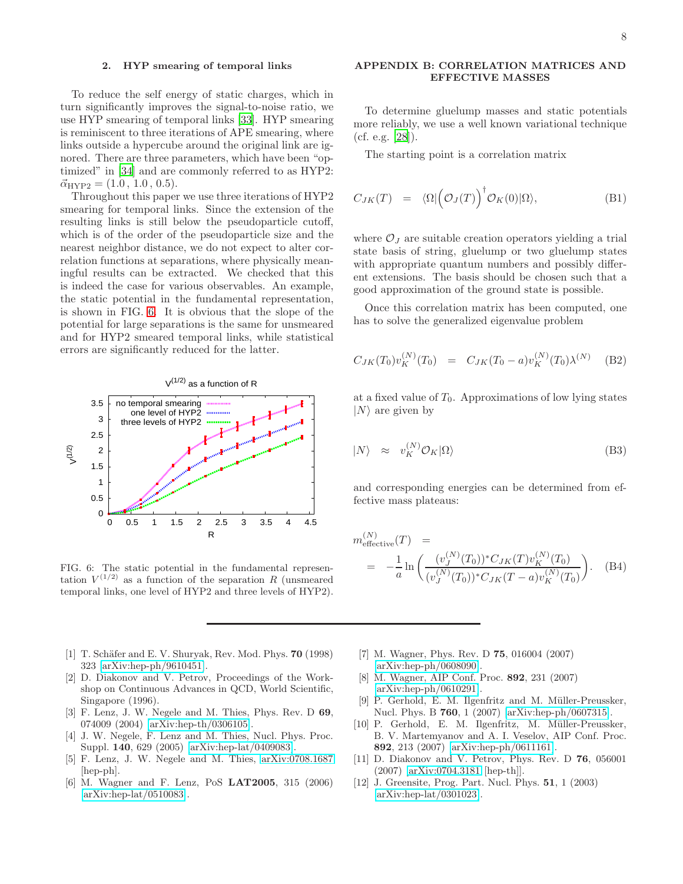### 2. HYP smearing of temporal links

To reduce the self energy of static charges, which in turn significantly improves the signal-to-noise ratio, we use HYP smearing of temporal links [33]. HYP smearing is reminiscent to three iterations of APE smearing, where links outside a hypercube around the original link are ignored. There are three parameters, which have been "optimized" in [34] and are commonly referred to as HYP2: $\vec{\alpha}_{\mathrm{HYP2}} = (1.0\,,\,1.0\,,\,0.5)$.

Throughout this paper we use three iterations of HYP2 smearing for temporal links. Since the extension of the resulting links is still below the pseudoparticle cutoff, which is of the order of the pseudoparticle size and the nearest neighbor distance, we do not expect to alter correlation functions at separations, where physically meaningful results can be extracted. We checked that this is indeed the case for various observables. An example, the static potential in the fundamental representation, is shown in FIG. 6. It is obvious that the slope of the potential for large separations is the same for unsmeared and for HYP2 smeared temporal links, while statistical errors are significantly reduced for the latter.

FIG. 6: The static potential in the fundamental representation $V^{(1/2)}$ as a function of the separation $R$ (unsmeared temporal links, one level of HYP2 and three levels of HYP2).

## APPENDIX B: CORRELATION MATRICES AND EFFECTIVE MASSES

To determine gluelump masses and static potentials more reliably, we use a well known variational technique (cf. e.g. [28]).

The starting point is a correlation matrix

$$C_{JK}(T) \quad = \quad \langle\Omega|\Big(\mathcal{O}_J(T)\Big)^\dagger \mathcal{O}_K(0)|\Omega\rangle, \tag{B1}$$

where $\mathcal{O}_J$ are suitable creation operators yielding a trial state basis of string, gluelump or two gluelump states with appropriate quantum numbers and possibly different extensions. The basis should be chosen such that a good approximation of the ground state is possible.

Once this correlation matrix has been computed, one has to solve the generalized eigenvalue problem

$$C_{JK}(T_0) v_K^{(N)}(T_0) \quad = \quad C_{JK}(T_0 - a) v_K^{(N)}(T_0) \lambda^{(N)} \tag{B2}$$

at a fixed value of $T_0$. Approximations of low lying states $|N\rangle$ are given by

$$|N\rangle \quad \approx \quad v_K^{(N)} \mathcal{O}_K|\Omega\rangle \tag{B3}$$

and corresponding energies can be determined from effective mass plateaus:

$$\begin{aligned} m_{\mathrm{effective}}^{(N)}(T) \quad &= \\ \quad = \quad &-\frac{1}{a}\ln\left(\frac{(v_J^{(N)}(T_0))^* C_{JK}(T) v_K^{(N)}(T_0)}{(v_J^{(N)}(T_0))^* C_{JK}(T-a) v_K^{(N)}(T_0)}\right). \end{aligned} \tag{B4}$$

---

[1] T. Schäfer and E. V. Shuryak, Rev. Mod. Phys. **70** (1998) 323 [arXiv:hep-ph/9610451].

[2] D. Diakonov and V. Petrov, Proceedings of the Workshop on Continuous Advances in QCD, World Scientific, Singapore (1996).

[3] F. Lenz, J. W. Negele and M. Thies, Phys. Rev. D **69**, 074009 (2004) [arXiv:hep-th/0306105].

[4] J. W. Negele, F. Lenz and M. Thies, Nucl. Phys. Proc. Suppl. **140**, 629 (2005) [arXiv:hep-lat/0409083].

[5] F. Lenz, J. W. Negele and M. Thies, arXiv:0708.1687 [hep-ph].

[6] M. Wagner and F. Lenz, PoS **LAT2005**, 315 (2006) [arXiv:hep-lat/0510083].

[7] M. Wagner, Phys. Rev. D **75**, 016004 (2007) [arXiv:hep-ph/0608090].

[8] M. Wagner, AIP Conf. Proc. **892**, 231 (2007) [arXiv:hep-ph/0610291].

[9] P. Gerhold, E. M. Ilgenfritz and M. Müller-Preussker, Nucl. Phys. B **760**, 1 (2007) [arXiv:hep-ph/0607315].

[10] P. Gerhold, E. M. Ilgenfritz, M. Müller-Preussker, B. V. Martemyanov and A. I. Veselov, AIP Conf. Proc. **892**, 213 (2007) [arXiv:hep-ph/0611161].

[11] D. Diakonov and V. Petrov, Phys. Rev. D **76**, 056001 (2007) [arXiv:0704.3181 [hep-th]].

[12] J. Greensite, Prog. Part. Nucl. Phys. **51**, 1 (2003) [arXiv:hep-lat/0301023].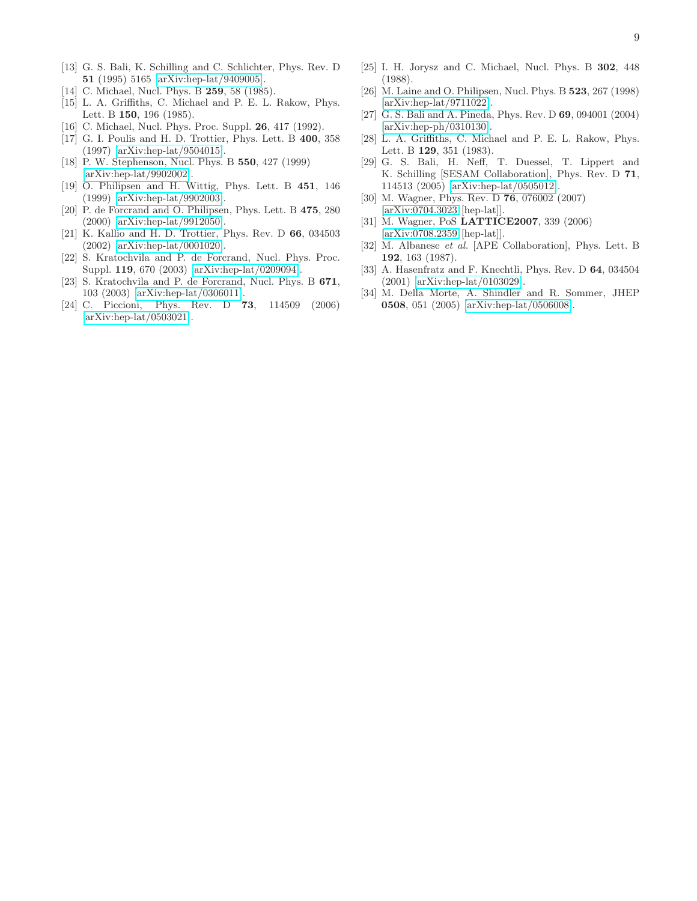[13] G. S. Bali, K. Schilling and C. Schlichter, Phys. Rev. D **51** (1995) 5165 [arXiv:hep-lat/9409005].

[14] C. Michael, Nucl. Phys. B **259**, 58 (1985).

[15] L. A. Griffiths, C. Michael and P. E. L. Rakow, Phys. Lett. B **150**, 196 (1985).

[16] C. Michael, Nucl. Phys. Proc. Suppl. **26**, 417 (1992).

[17] G. I. Poulis and H. D. Trottier, Phys. Lett. B **400**, 358 (1997) [arXiv:hep-lat/9504015].

[18] P. W. Stephenson, Nucl. Phys. B **550**, 427 (1999) [arXiv:hep-lat/9902002].

[19] O. Philipsen and H. Wittig, Phys. Lett. B **451**, 146 (1999) [arXiv:hep-lat/9902003].

[20] P. de Forcrand and O. Philipsen, Phys. Lett. B **475**, 280 (2000) [arXiv:hep-lat/9912050].

[21] K. Kallio and H. D. Trottier, Phys. Rev. D **66**, 034503 (2002) [arXiv:hep-lat/0001020].

[22] S. Kratochvila and P. de Forcrand, Nucl. Phys. Proc. Suppl. **119**, 670 (2003) [arXiv:hep-lat/0209094].

[23] S. Kratochvila and P. de Forcrand, Nucl. Phys. B **671**, 103 (2003) [arXiv:hep-lat/0306011].

[24] C. Piccioni, Phys. Rev. D **73**, 114509 (2006) [arXiv:hep-lat/0503021].

[25] I. H. Jorysz and C. Michael, Nucl. Phys. B **302**, 448 (1988).

[26] M. Laine and O. Philipsen, Nucl. Phys. B **523**, 267 (1998) [arXiv:hep-lat/9711022].

[27] G. S. Bali and A. Pineda, Phys. Rev. D **69**, 094001 (2004) [arXiv:hep-ph/0310130].

[28] L. A. Griffiths, C. Michael and P. E. L. Rakow, Phys. Lett. B **129**, 351 (1983).

[29] G. S. Bali, H. Neff, T. Duessel, T. Lippert and K. Schilling [SESAM Collaboration], Phys. Rev. D **71**, 114513 (2005) [arXiv:hep-lat/0505012].

[30] M. Wagner, Phys. Rev. D **76**, 076002 (2007) [arXiv:0704.3023 [hep-lat]].

[31] M. Wagner, PoS **LATTICE2007**, 339 (2006) [arXiv:0708.2359 [hep-lat]].

[32] M. Albanese *et al.* [APE Collaboration], Phys. Lett. B **192**, 163 (1987).

[33] A. Hasenfratz and F. Knechtli, Phys. Rev. D **64**, 034504 (2001) [arXiv:hep-lat/0103029].

[34] M. Della Morte, A. Shindler and R. Sommer, JHEP **0508**, 051 (2005) [arXiv:hep-lat/0506008].